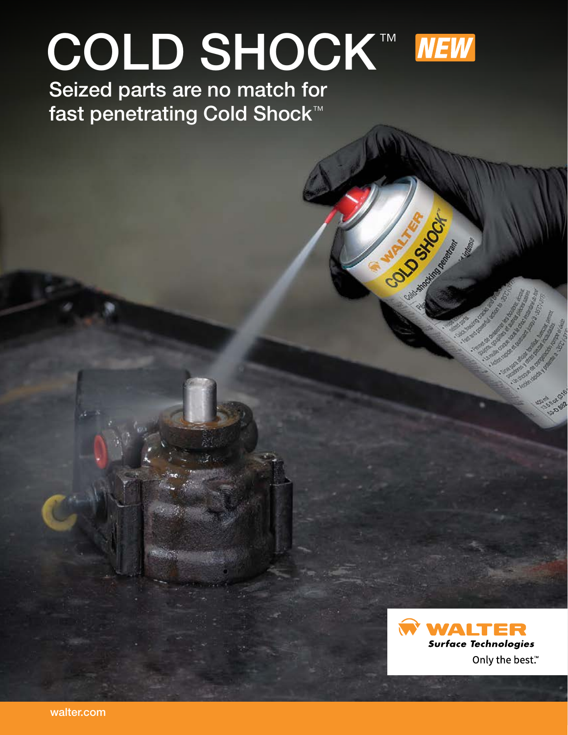# COLD SHOCK™ NEW

Seized parts are no match for fast penetrating Cold Shock™

WALTER Surface Technologies

Only the best.™

walter.com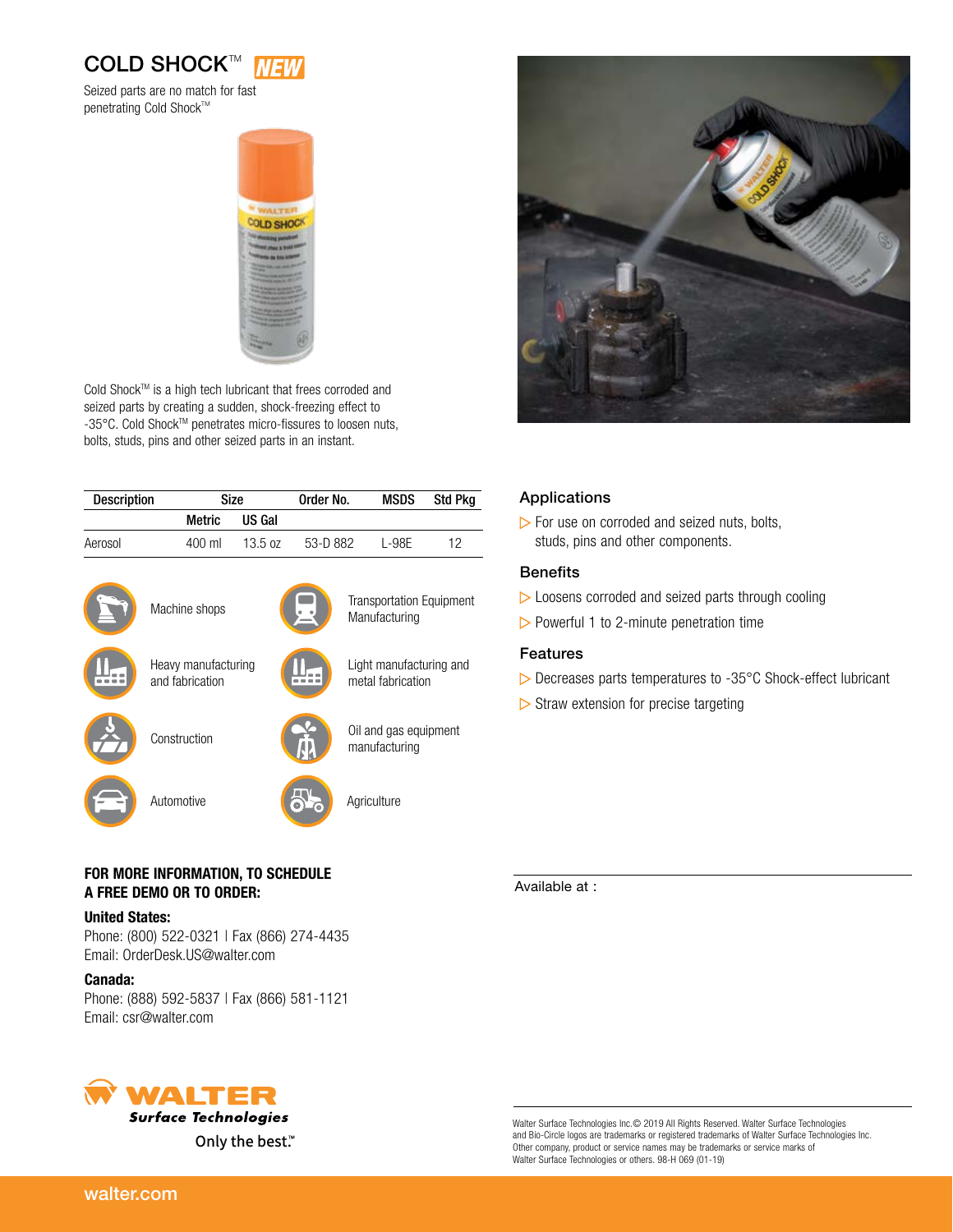# COLD SHOCK™ NEW

Seized parts are no match for fast penetrating Cold Shock™

Cold Shock™ is a high tech lubricant that frees corroded and seized parts by creating a sudden, shock-freezing effect to -35°C. Cold Shock™ penetrates micro-fissures to loosen nuts, bolts, studs, pins and other seized parts in an instant.

| Description | Size | | Order No. | MSDS | Std Pkg |
|---|---|---|---|---|---|
| | Metric | US Gal | | | |
| Aerosol | 400 ml | 13.5 oz | 53-D 882 | L-98E | 12 |

- Machine shops
- Transportation Equipment Manufacturing
- Heavy manufacturing and fabrication
- Light manufacturing and metal fabrication
- Construction
- Oil and gas equipment manufacturing
- Automotive
- Agriculture

## Applications

- For use on corroded and seized nuts, bolts, studs, pins and other components.

## Benefits

- Loosens corroded and seized parts through cooling
- Powerful 1 to 2-minute penetration time

## Features

- Decreases parts temperatures to -35°C Shock-effect lubricant
- Straw extension for precise targeting

**FOR MORE INFORMATION, TO SCHEDULE A FREE DEMO OR TO ORDER:**

**United States:**
Phone: (800) 522-0321 | Fax (866) 274-4435
Email: OrderDesk.US@walter.com

**Canada:**
Phone: (888) 592-5837 | Fax (866) 581-1121
Email: csr@walter.com

Available at :

WALTER Surface Technologies
Only the best.™

Walter Surface Technologies Inc.© 2019 All Rights Reserved. Walter Surface Technologies and Bio-Circle logos are trademarks or registered trademarks of Walter Surface Technologies Inc. Other company, product or service names may be trademarks or service marks of Walter Surface Technologies or others. 98-H 069 (01-19)

walter.com